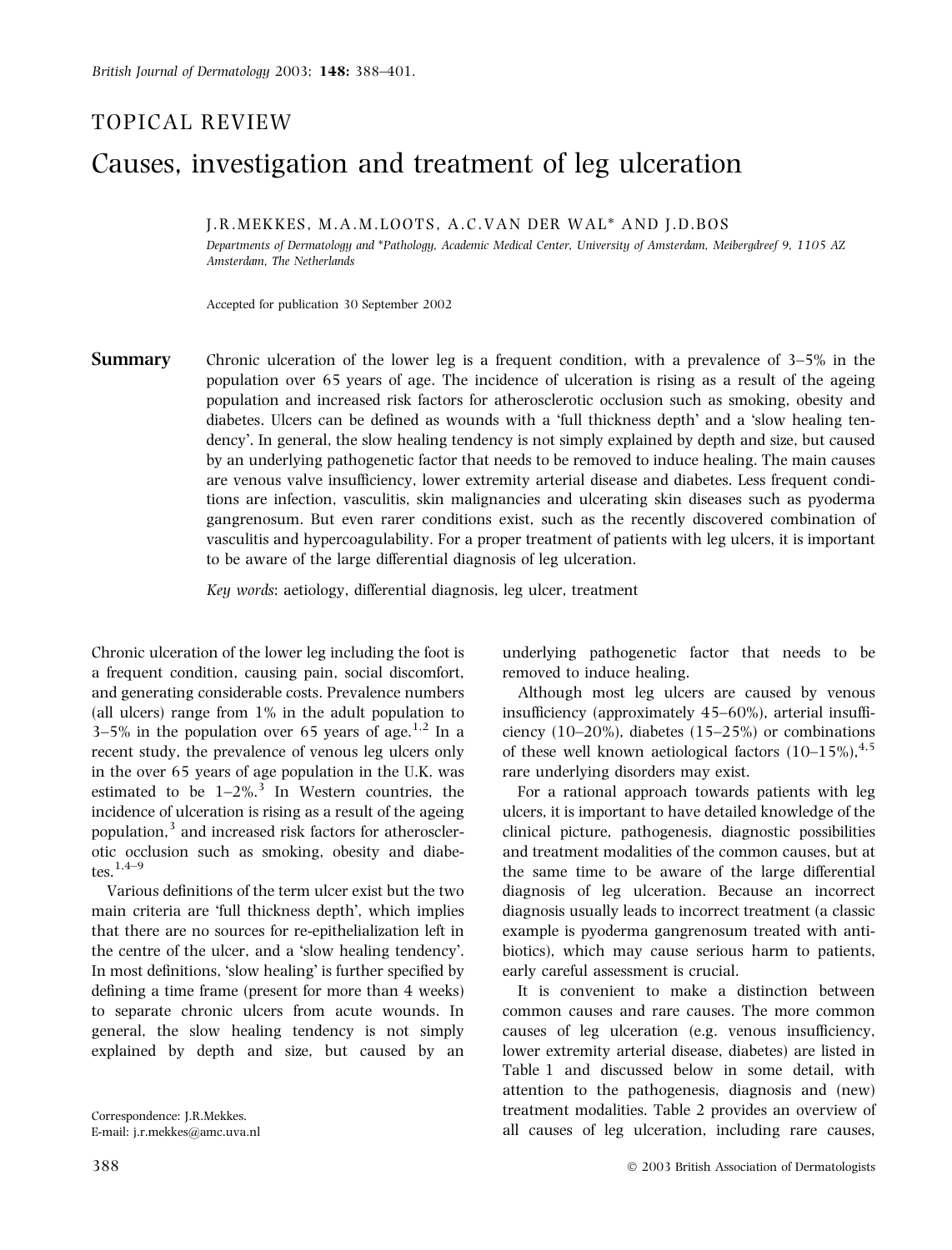TOPICAL REVIEW

# Causes, investigation and treatment of leg ulceration

J.R.MEKKES, M.A.M.LOOTS, A.C.VAN DER WAL* AND J.D.BOS

*Departments of Dermatology and *Pathology, Academic Medical Center, University of Amsterdam, Meibergdreef 9, 1105 AZ Amsterdam, The Netherlands*

Accepted for publication 30 September 2002

**Summary** Chronic ulceration of the lower leg is a frequent condition, with a prevalence of 3–5% in the population over 65 years of age. The incidence of ulceration is rising as a result of the ageing population and increased risk factors for atherosclerotic occlusion such as smoking, obesity and diabetes. Ulcers can be defined as wounds with a 'full thickness depth' and a 'slow healing tendency'. In general, the slow healing tendency is not simply explained by depth and size, but caused by an underlying pathogenetic factor that needs to be removed to induce healing. The main causes are venous valve insufficiency, lower extremity arterial disease and diabetes. Less frequent conditions are infection, vasculitis, skin malignancies and ulcerating skin diseases such as pyoderma gangrenosum. But even rarer conditions exist, such as the recently discovered combination of vasculitis and hypercoagulability. For a proper treatment of patients with leg ulcers, it is important to be aware of the large differential diagnosis of leg ulceration.

*Key words*: aetiology, differential diagnosis, leg ulcer, treatment

Chronic ulceration of the lower leg including the foot is a frequent condition, causing pain, social discomfort, and generating considerable costs. Prevalence numbers (all ulcers) range from 1% in the adult population to 3–5% in the population over 65 years of age.[1,2] In a recent study, the prevalence of venous leg ulcers only in the over 65 years of age population in the U.K. was estimated to be 1–2%.[3] In Western countries, the incidence of ulceration is rising as a result of the ageing population,[3] and increased risk factors for atherosclerotic occlusion such as smoking, obesity and diabetes.[1,4–9]

Various definitions of the term ulcer exist but the two main criteria are 'full thickness depth', which implies that there are no sources for re-epithelialization left in the centre of the ulcer, and a 'slow healing tendency'. In most definitions, 'slow healing' is further specified by defining a time frame (present for more than 4 weeks) to separate chronic ulcers from acute wounds. In general, the slow healing tendency is not simply explained by depth and size, but caused by an underlying pathogenetic factor that needs to be removed to induce healing.

Although most leg ulcers are caused by venous insufficiency (approximately 45–60%), arterial insufficiency (10–20%), diabetes (15–25%) or combinations of these well known aetiological factors (10–15%),[4,5] rare underlying disorders may exist.

For a rational approach towards patients with leg ulcers, it is important to have detailed knowledge of the clinical picture, pathogenesis, diagnostic possibilities and treatment modalities of the common causes, but at the same time to be aware of the large differential diagnosis of leg ulceration. Because an incorrect diagnosis usually leads to incorrect treatment (a classic example is pyoderma gangrenosum treated with antibiotics), which may cause serious harm to patients, early careful assessment is crucial.

It is convenient to make a distinction between common causes and rare causes. The more common causes of leg ulceration (e.g. venous insufficiency, lower extremity arterial disease, diabetes) are listed in Table 1 and discussed below in some detail, with attention to the pathogenesis, diagnosis and (new) treatment modalities. Table 2 provides an overview of all causes of leg ulceration, including rare causes,

Correspondence: J.R.Mekkes.
E-mail: j.r.mekkes@amc.uva.nl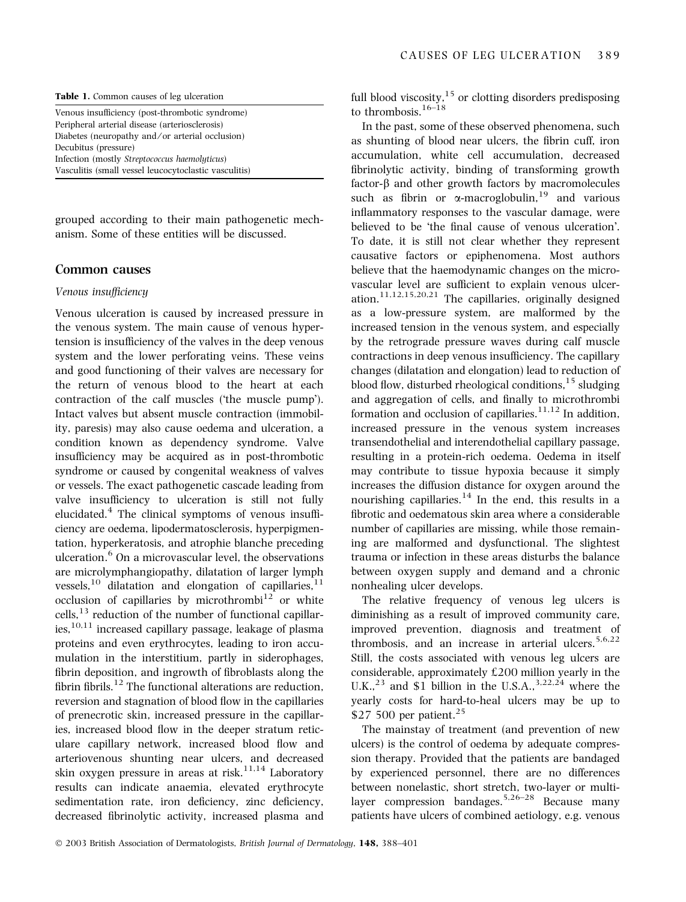**Table 1.** Common causes of leg ulceration

| |
|---|
| Venous insufficiency (post-thrombotic syndrome) |
| Peripheral arterial disease (arteriosclerosis) |
| Diabetes (neuropathy and/or arterial occlusion) |
| Decubitus (pressure) |
| Infection (mostly *Streptococcus haemolyticus*) |
| Vasculitis (small vessel leucocytoclastic vasculitis) |

grouped according to their main pathogenetic mechanism. Some of these entities will be discussed.

## Common causes

### *Venous insufficiency*

Venous ulceration is caused by increased pressure in the venous system. The main cause of venous hypertension is insufficiency of the valves in the deep venous system and the lower perforating veins. These veins and good functioning of their valves are necessary for the return of venous blood to the heart at each contraction of the calf muscles ('the muscle pump'). Intact valves but absent muscle contraction (immobility, paresis) may also cause oedema and ulceration, a condition known as dependency syndrome. Valve insufficiency may be acquired as in post-thrombotic syndrome or caused by congenital weakness of valves or vessels. The exact pathogenetic cascade leading from valve insufficiency to ulceration is still not fully elucidated.[4] The clinical symptoms of venous insufficiency are oedema, lipodermatosclerosis, hyperpigmentation, hyperkeratosis, and atrophie blanche preceding ulceration.[6] On a microvascular level, the observations are microlymphangiopathy, dilatation of larger lymph vessels,[10] dilatation and elongation of capillaries,[11] occlusion of capillaries by microthrombi[12] or white cells,[13] reduction of the number of functional capillaries,[10,11] increased capillary passage, leakage of plasma proteins and even erythrocytes, leading to iron accumulation in the interstitium, partly in siderophages, fibrin deposition, and ingrowth of fibroblasts along the fibrin fibrils.[12] The functional alterations are reduction, reversion and stagnation of blood flow in the capillaries of prenecrotic skin, increased pressure in the capillaries, increased blood flow in the deeper stratum reticulare capillary network, increased blood flow and arteriovenous shunting near ulcers, and decreased skin oxygen pressure in areas at risk.[11,14] Laboratory results can indicate anaemia, elevated erythrocyte sedimentation rate, iron deficiency, zinc deficiency, decreased fibrinolytic activity, increased plasma and full blood viscosity,[15] or clotting disorders predisposing to thrombosis.[16–18]

In the past, some of these observed phenomena, such as shunting of blood near ulcers, the fibrin cuff, iron accumulation, white cell accumulation, decreased fibrinolytic activity, binding of transforming growth factor-$\beta$ and other growth factors by macromolecules such as fibrin or $\alpha$-macroglobulin,[19] and various inflammatory responses to the vascular damage, were believed to be 'the final cause of venous ulceration'. To date, it is still not clear whether they represent causative factors or epiphenomena. Most authors believe that the haemodynamic changes on the microvascular level are sufficient to explain venous ulceration.[11,12,15,20,21] The capillaries, originally designed as a low-pressure system, are malformed by the increased tension in the venous system, and especially by the retrograde pressure waves during calf muscle contractions in deep venous insufficiency. The capillary changes (dilatation and elongation) lead to reduction of blood flow, disturbed rheological conditions,[15] sludging and aggregation of cells, and finally to microthrombi formation and occlusion of capillaries.[11,12] In addition, increased pressure in the venous system increases transendothelial and interendothelial capillary passage, resulting in a protein-rich oedema. Oedema in itself may contribute to tissue hypoxia because it simply increases the diffusion distance for oxygen around the nourishing capillaries.[14] In the end, this results in a fibrotic and oedematous skin area where a considerable number of capillaries are missing, while those remaining are malformed and dysfunctional. The slightest trauma or infection in these areas disturbs the balance between oxygen supply and demand and a chronic nonhealing ulcer develops.

The relative frequency of venous leg ulcers is diminishing as a result of improved community care, improved prevention, diagnosis and treatment of thrombosis, and an increase in arterial ulcers.[5,6,22] Still, the costs associated with venous leg ulcers are considerable, approximately £200 million yearly in the U.K.,[23] and \$1 billion in the U.S.A.,[3,22,24] where the yearly costs for hard-to-heal ulcers may be up to \$27 500 per patient.[25]

The mainstay of treatment (and prevention of new ulcers) is the control of oedema by adequate compression therapy. Provided that the patients are bandaged by experienced personnel, there are no differences between nonelastic, short stretch, two-layer or multilayer compression bandages.[5,26–28] Because many patients have ulcers of combined aetiology, e.g. venous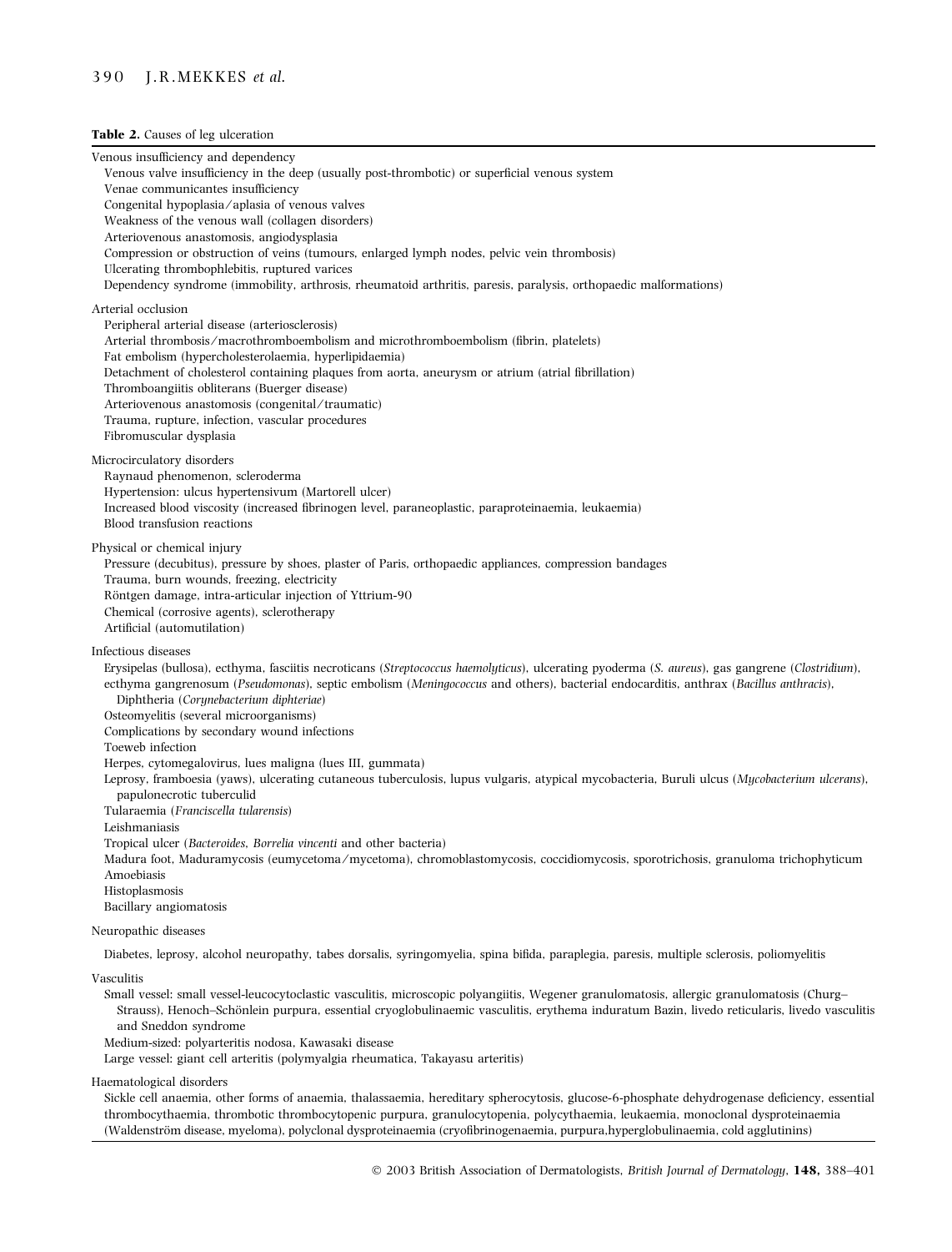**Table 2.** Causes of leg ulceration

| |
|---|
| Venous insufficiency and dependency |
| Venous valve insufficiency in the deep (usually post-thrombotic) or superficial venous system |
| Venae communicantes insufficiency |
| Congenital hypoplasia/aplasia of venous valves |
| Weakness of the venous wall (collagen disorders) |
| Arteriovenous anastomosis, angiodysplasia |
| Compression or obstruction of veins (tumours, enlarged lymph nodes, pelvic vein thrombosis) |
| Ulcerating thrombophlebitis, ruptured varices |
| Dependency syndrome (immobility, arthrosis, rheumatoid arthritis, paresis, paralysis, orthopaedic malformations) |
| Arterial occlusion |
| Peripheral arterial disease (arteriosclerosis) |
| Arterial thrombosis/macrothromboembolism and microthromboembolism (fibrin, platelets) |
| Fat embolism (hypercholesterolaemia, hyperlipidaemia) |
| Detachment of cholesterol containing plaques from aorta, aneurysm or atrium (atrial fibrillation) |
| Thromboangiitis obliterans (Buerger disease) |
| Arteriovenous anastomosis (congenital/traumatic) |
| Trauma, rupture, infection, vascular procedures |
| Fibromuscular dysplasia |
| Microcirculatory disorders |
| Raynaud phenomenon, scleroderma |
| Hypertension: ulcus hypertensivum (Martorell ulcer) |
| Increased blood viscosity (increased fibrinogen level, paraneoplastic, paraproteinaemia, leukaemia) |
| Blood transfusion reactions |
| Physical or chemical injury |
| Pressure (decubitus), pressure by shoes, plaster of Paris, orthopaedic appliances, compression bandages |
| Trauma, burn wounds, freezing, electricity |
| Röntgen damage, intra-articular injection of Yttrium-90 |
| Chemical (corrosive agents), sclerotherapy |
| Artificial (automutilation) |
| Infectious diseases |
| Erysipelas (bullosa), ecthyma, fasciitis necroticans (*Streptococcus haemolyticus*), ulcerating pyoderma (*S. aureus*), gas gangrene (*Clostridium*), ecthyma gangrenosum (*Pseudomonas*), septic embolism (*Meningococcus* and others), bacterial endocarditis, anthrax (*Bacillus anthracis*), Diphtheria (*Corynebacterium diphteriae*) |
| Osteomyelitis (several microorganisms) |
| Complications by secondary wound infections |
| Toeweb infection |
| Herpes, cytomegalovirus, lues maligna (lues III, gummata) |
| Leprosy, framboesia (yaws), ulcerating cutaneous tuberculosis, lupus vulgaris, atypical mycobacteria, Buruli ulcus (*Mycobacterium ulcerans*), papulonecrotic tuberculid |
| Tularaemia (*Franciscella tularensis*) |
| Leishmaniasis |
| Tropical ulcer (*Bacteroides*, *Borrelia vincenti* and other bacteria) |
| Madura foot, Maduramycosis (eumycetoma/mycetoma), chromoblastomycosis, coccidiomycosis, sporotrichosis, granuloma trichophyticum |
| Amoebiasis |
| Histoplasmosis |
| Bacillary angiomatosis |
| Neuropathic diseases |
| Diabetes, leprosy, alcohol neuropathy, tabes dorsalis, syringomyelia, spina bifida, paraplegia, paresis, multiple sclerosis, poliomyelitis |
| Vasculitis |
| Small vessel: small vessel-leucocytoclastic vasculitis, microscopic polyangiitis, Wegener granulomatosis, allergic granulomatosis (Churg–Strauss), Henoch–Schönlein purpura, essential cryoglobulinaemic vasculitis, erythema induratum Bazin, livedo reticularis, livedo vasculitis and Sneddon syndrome |
| Medium-sized: polyarteritis nodosa, Kawasaki disease |
| Large vessel: giant cell arteritis (polymyalgia rheumatica, Takayasu arteritis) |
| Haematological disorders |
| Sickle cell anaemia, other forms of anaemia, thalassaemia, hereditary spherocytosis, glucose-6-phosphate dehydrogenase deficiency, essential thrombocythaemia, thrombotic thrombocytopenic purpura, granulocytopenia, polycythaemia, leukaemia, monoclonal dysproteinaemia (Waldenström disease, myeloma), polyclonal dysproteinaemia (cryofibrinogenaemia, purpura,hyperglobulinaemia, cold agglutinins) |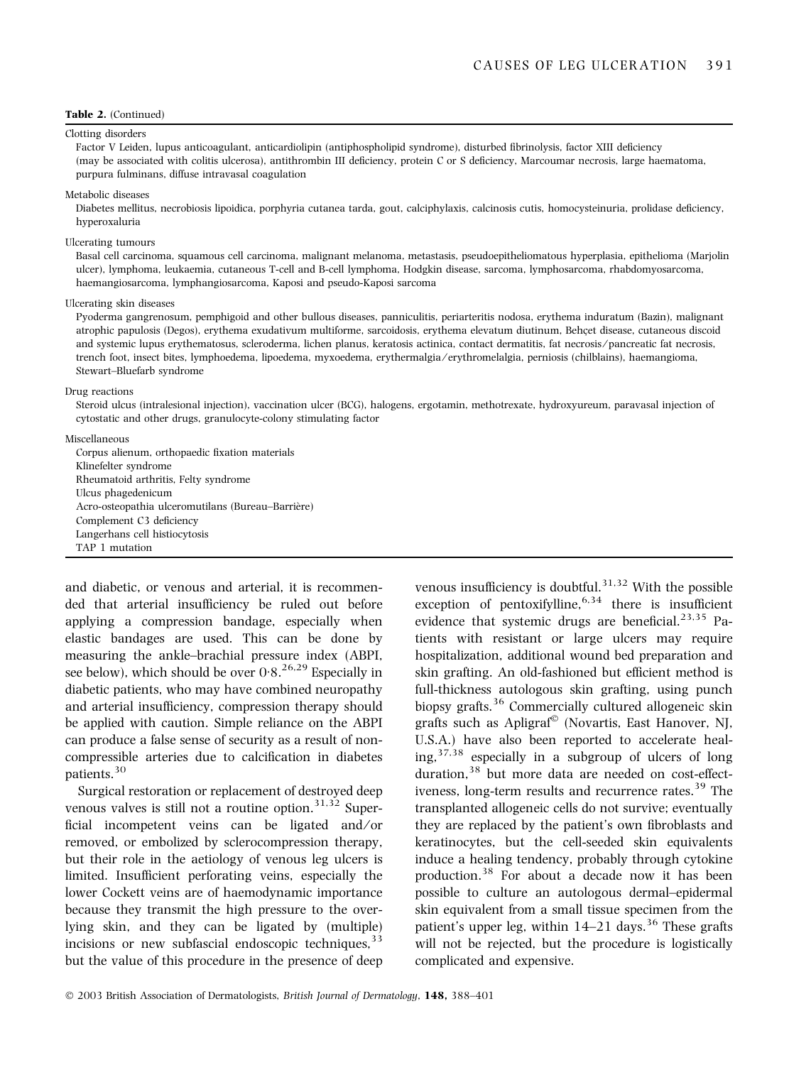**Table 2.** (Continued)

| |
|---|
| Clotting disorders |
| Factor V Leiden, lupus anticoagulant, anticardiolipin (antiphospholipid syndrome), disturbed fibrinolysis, factor XIII deficiency (may be associated with colitis ulcerosa), antithrombin III deficiency, protein C or S deficiency, Marcoumar necrosis, large haematoma, purpura fulminans, diffuse intravasal coagulation |
| Metabolic diseases |
| Diabetes mellitus, necrobiosis lipoidica, porphyria cutanea tarda, gout, calciphylaxis, calcinosis cutis, homocysteinuria, prolidase deficiency, hyperoxaluria |
| Ulcerating tumours |
| Basal cell carcinoma, squamous cell carcinoma, malignant melanoma, metastasis, pseudoepitheliomatous hyperplasia, epithelioma (Marjolin ulcer), lymphoma, leukaemia, cutaneous T-cell and B-cell lymphoma, Hodgkin disease, sarcoma, lymphosarcoma, rhabdomyosarcoma, haemangiosarcoma, lymphangiosarcoma, Kaposi and pseudo-Kaposi sarcoma |
| Ulcerating skin diseases |
| Pyoderma gangrenosum, pemphigoid and other bullous diseases, panniculitis, periarteritis nodosa, erythema induratum (Bazin), malignant atrophic papulosis (Degos), erythema exudativum multiforme, sarcoidosis, erythema elevatum diutinum, Behçet disease, cutaneous discoid and systemic lupus erythematosus, scleroderma, lichen planus, keratosis actinica, contact dermatitis, fat necrosis/pancreatic fat necrosis, trench foot, insect bites, lymphoedema, lipoedema, myxoedema, erythermalgia/erythromelalgia, perniosis (chilblains), haemangioma, Stewart–Bluefarb syndrome |
| Drug reactions |
| Steroid ulcus (intralesional injection), vaccination ulcer (BCG), halogens, ergotamin, methotrexate, hydroxyureum, paravasal injection of cytostatic and other drugs, granulocyte-colony stimulating factor |
| Miscellaneous |
| Corpus alienum, orthopaedic fixation materials |
| Klinefelter syndrome |
| Rheumatoid arthritis, Felty syndrome |
| Ulcus phagedenicum |
| Acro-osteopathia ulceromutilans (Bureau–Barrière) |
| Complement C3 deficiency |
| Langerhans cell histiocytosis |
| TAP 1 mutation |

and diabetic, or venous and arterial, it is recommended that arterial insufficiency be ruled out before applying a compression bandage, especially when elastic bandages are used. This can be done by measuring the ankle–brachial pressure index (ABPI, see below), which should be over 0·8.[26,29] Especially in diabetic patients, who may have combined neuropathy and arterial insufficiency, compression therapy should be applied with caution. Simple reliance on the ABPI can produce a false sense of security as a result of non-compressible arteries due to calcification in diabetes patients.[30]

Surgical restoration or replacement of destroyed deep venous valves is still not a routine option.[31,32] Superficial incompetent veins can be ligated and/or removed, or embolized by sclerocompression therapy, but their role in the aetiology of venous leg ulcers is limited. Insufficient perforating veins, especially the lower Cockett veins are of haemodynamic importance because they transmit the high pressure to the overlying skin, and they can be ligated by (multiple) incisions or new subfascial endoscopic techniques,[33] but the value of this procedure in the presence of deep venous insufficiency is doubtful.[31,32] With the possible exception of pentoxifylline,[6,34] there is insufficient evidence that systemic drugs are beneficial.[23,35] Patients with resistant or large ulcers may require hospitalization, additional wound bed preparation and skin grafting. An old-fashioned but efficient method is full-thickness autologous skin grafting, using punch biopsy grafts.[36] Commercially cultured allogeneic skin grafts such as Apligraf© (Novartis, East Hanover, NJ, U.S.A.) have also been reported to accelerate healing,[37,38] especially in a subgroup of ulcers of long duration,[38] but more data are needed on cost-effectiveness, long-term results and recurrence rates.[39] The transplanted allogeneic cells do not survive; eventually they are replaced by the patient's own fibroblasts and keratinocytes, but the cell-seeded skin equivalents induce a healing tendency, probably through cytokine production.[38] For about a decade now it has been possible to culture an autologous dermal–epidermal skin equivalent from a small tissue specimen from the patient's upper leg, within 14–21 days.[36] These grafts will not be rejected, but the procedure is logistically complicated and expensive.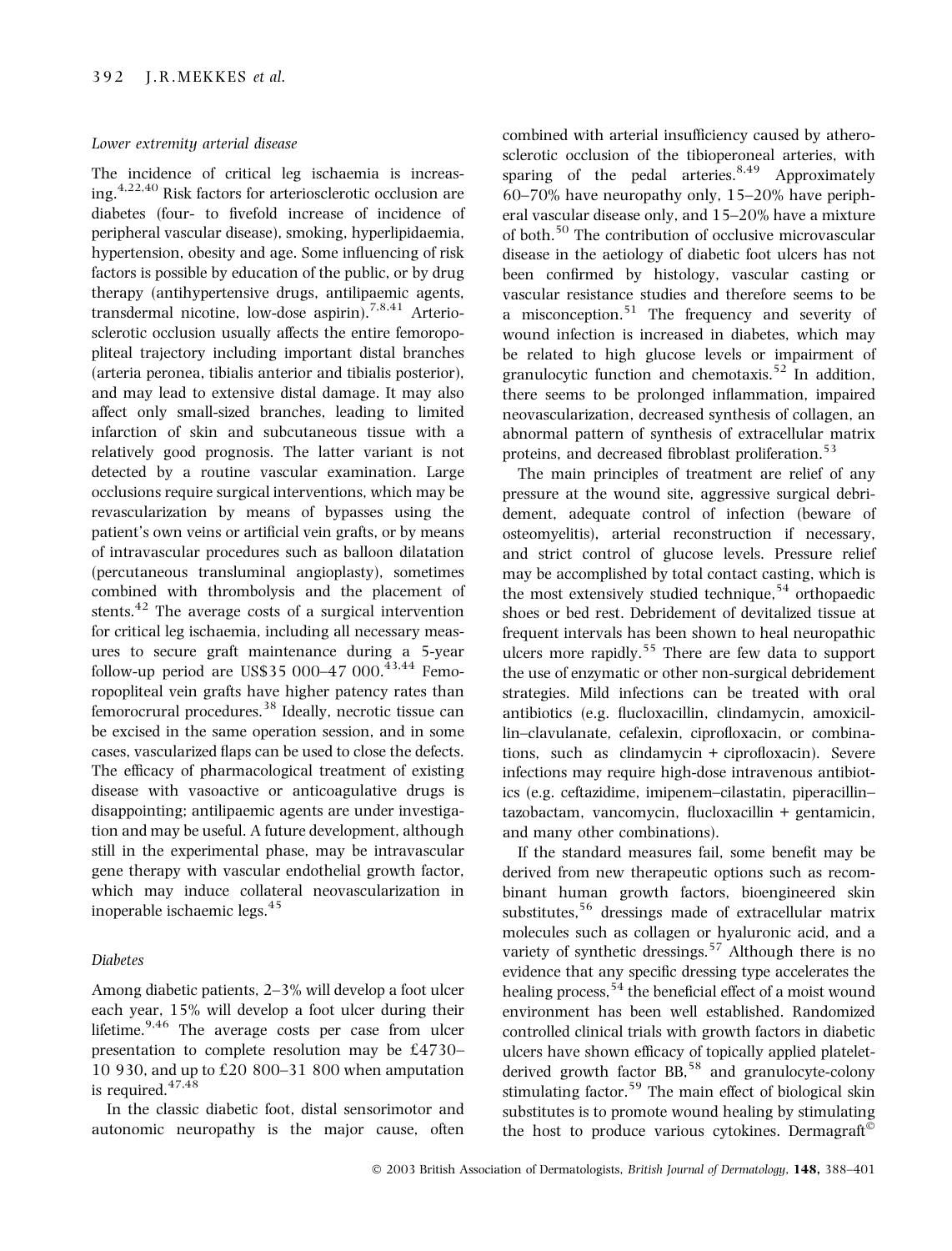### *Lower extremity arterial disease*

The incidence of critical leg ischaemia is increasing.[4,22,40] Risk factors for arteriosclerotic occlusion are diabetes (four- to fivefold increase of incidence of peripheral vascular disease), smoking, hyperlipidaemia, hypertension, obesity and age. Some influencing of risk factors is possible by education of the public, or by drug therapy (antihypertensive drugs, antilipaemic agents, transdermal nicotine, low-dose aspirin).[7,8,41] Arteriosclerotic occlusion usually affects the entire femoropopliteal trajectory including important distal branches (arteria peronea, tibialis anterior and tibialis posterior), and may lead to extensive distal damage. It may also affect only small-sized branches, leading to limited infarction of skin and subcutaneous tissue with a relatively good prognosis. The latter variant is not detected by a routine vascular examination. Large occlusions require surgical interventions, which may be revascularization by means of bypasses using the patient's own veins or artificial vein grafts, or by means of intravascular procedures such as balloon dilatation (percutaneous transluminal angioplasty), sometimes combined with thrombolysis and the placement of stents.[42] The average costs of a surgical intervention for critical leg ischaemia, including all necessary measures to secure graft maintenance during a 5-year follow-up period are US$35 000–47 000.[43,44] Femoropopliteal vein grafts have higher patency rates than femorocrural procedures.[38] Ideally, necrotic tissue can be excised in the same operation session, and in some cases, vascularized flaps can be used to close the defects. The efficacy of pharmacological treatment of existing disease with vasoactive or anticoagulative drugs is disappointing; antilipaemic agents are under investigation and may be useful. A future development, although still in the experimental phase, may be intravascular gene therapy with vascular endothelial growth factor, which may induce collateral neovascularization in inoperable ischaemic legs.[45]

### *Diabetes*

Among diabetic patients, 2–3% will develop a foot ulcer each year, 15% will develop a foot ulcer during their lifetime.[9,46] The average costs per case from ulcer presentation to complete resolution may be £4730–10 930, and up to £20 800–31 800 when amputation is required.[47,48]

In the classic diabetic foot, distal sensorimotor and autonomic neuropathy is the major cause, often combined with arterial insufficiency caused by atherosclerotic occlusion of the tibioperoneal arteries, with sparing of the pedal arteries.[8,49] Approximately 60–70% have neuropathy only, 15–20% have peripheral vascular disease only, and 15–20% have a mixture of both.[50] The contribution of occlusive microvascular disease in the aetiology of diabetic foot ulcers has not been confirmed by histology, vascular casting or vascular resistance studies and therefore seems to be a misconception.[51] The frequency and severity of wound infection is increased in diabetes, which may be related to high glucose levels or impairment of granulocytic function and chemotaxis.[52] In addition, there seems to be prolonged inflammation, impaired neovascularization, decreased synthesis of collagen, an abnormal pattern of synthesis of extracellular matrix proteins, and decreased fibroblast proliferation.[53]

The main principles of treatment are relief of any pressure at the wound site, aggressive surgical debridement, adequate control of infection (beware of osteomyelitis), arterial reconstruction if necessary, and strict control of glucose levels. Pressure relief may be accomplished by total contact casting, which is the most extensively studied technique,[54] orthopaedic shoes or bed rest. Debridement of devitalized tissue at frequent intervals has been shown to heal neuropathic ulcers more rapidly.[55] There are few data to support the use of enzymatic or other non-surgical debridement strategies. Mild infections can be treated with oral antibiotics (e.g. flucloxacillin, clindamycin, amoxicillin–clavulanate, cefalexin, ciprofloxacin, or combinations, such as clindamycin + ciprofloxacin). Severe infections may require high-dose intravenous antibiotics (e.g. ceftazidime, imipenem–cilastatin, piperacillin–tazobactam, vancomycin, flucloxacillin + gentamicin, and many other combinations).

If the standard measures fail, some benefit may be derived from new therapeutic options such as recombinant human growth factors, bioengineered skin substitutes,[56] dressings made of extracellular matrix molecules such as collagen or hyaluronic acid, and a variety of synthetic dressings.[57] Although there is no evidence that any specific dressing type accelerates the healing process,[54] the beneficial effect of a moist wound environment has been well established. Randomized controlled clinical trials with growth factors in diabetic ulcers have shown efficacy of topically applied platelet-derived growth factor BB,[58] and granulocyte-colony stimulating factor.[59] The main effect of biological skin substitutes is to promote wound healing by stimulating the host to produce various cytokines. Dermagraft©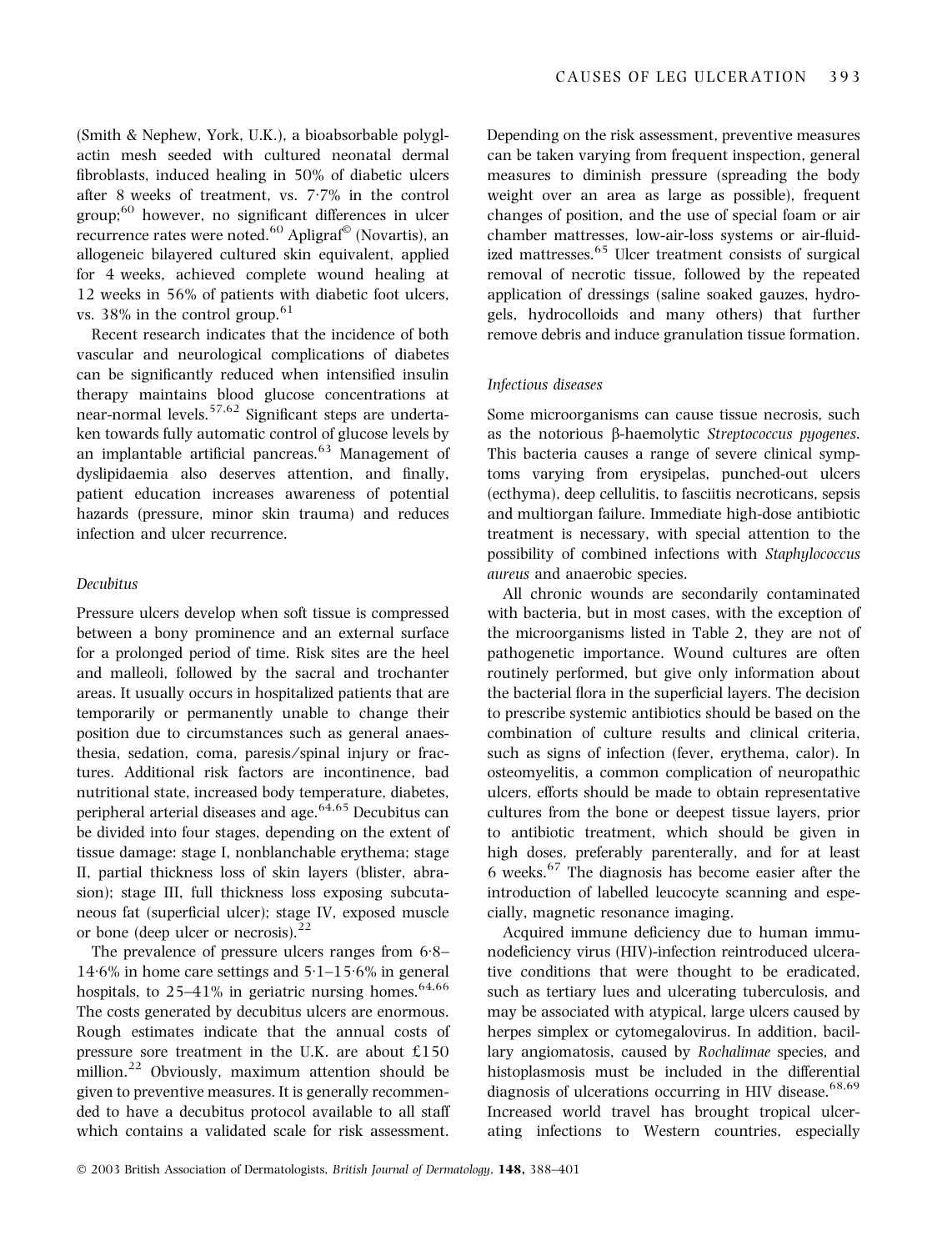(Smith & Nephew, York, U.K.), a bioabsorbable polyglactin mesh seeded with cultured neonatal dermal fibroblasts, induced healing in 50% of diabetic ulcers after 8 weeks of treatment, vs. 7·7% in the control group;[60] however, no significant differences in ulcer recurrence rates were noted.[60] Apligraf© (Novartis), an allogeneic bilayered cultured skin equivalent, applied for 4 weeks, achieved complete wound healing at 12 weeks in 56% of patients with diabetic foot ulcers, vs. 38% in the control group.[61]

Recent research indicates that the incidence of both vascular and neurological complications of diabetes can be significantly reduced when intensified insulin therapy maintains blood glucose concentrations at near-normal levels.[57,62] Significant steps are undertaken towards fully automatic control of glucose levels by an implantable artificial pancreas.[63] Management of dyslipidaemia also deserves attention, and finally, patient education increases awareness of potential hazards (pressure, minor skin trauma) and reduces infection and ulcer recurrence.

### *Decubitus*

Pressure ulcers develop when soft tissue is compressed between a bony prominence and an external surface for a prolonged period of time. Risk sites are the heel and malleoli, followed by the sacral and trochanter areas. It usually occurs in hospitalized patients that are temporarily or permanently unable to change their position due to circumstances such as general anaesthesia, sedation, coma, paresis/spinal injury or fractures. Additional risk factors are incontinence, bad nutritional state, increased body temperature, diabetes, peripheral arterial diseases and age.[64,65] Decubitus can be divided into four stages, depending on the extent of tissue damage: stage I, nonblanchable erythema; stage II, partial thickness loss of skin layers (blister, abrasion); stage III, full thickness loss exposing subcutaneous fat (superficial ulcer); stage IV, exposed muscle or bone (deep ulcer or necrosis).[22]

The prevalence of pressure ulcers ranges from 6·8–14·6% in home care settings and 5·1–15·6% in general hospitals, to 25–41% in geriatric nursing homes.[64,66] The costs generated by decubitus ulcers are enormous. Rough estimates indicate that the annual costs of pressure sore treatment in the U.K. are about £150 million.[22] Obviously, maximum attention should be given to preventive measures. It is generally recommended to have a decubitus protocol available to all staff which contains a validated scale for risk assessment. Depending on the risk assessment, preventive measures can be taken varying from frequent inspection, general measures to diminish pressure (spreading the body weight over an area as large as possible), frequent changes of position, and the use of special foam or air chamber mattresses, low-air-loss systems or air-fluidized mattresses.[65] Ulcer treatment consists of surgical removal of necrotic tissue, followed by the repeated application of dressings (saline soaked gauzes, hydrogels, hydrocolloids and many others) that further remove debris and induce granulation tissue formation.

### *Infectious diseases*

Some microorganisms can cause tissue necrosis, such as the notorious β-haemolytic *Streptococcus pyogenes*. This bacteria causes a range of severe clinical symptoms varying from erysipelas, punched-out ulcers (ecthyma), deep cellulitis, to fasciitis necroticans, sepsis and multiorgan failure. Immediate high-dose antibiotic treatment is necessary, with special attention to the possibility of combined infections with *Staphylococcus aureus* and anaerobic species.

All chronic wounds are secondarily contaminated with bacteria, but in most cases, with the exception of the microorganisms listed in Table 2, they are not of pathogenetic importance. Wound cultures are often routinely performed, but give only information about the bacterial flora in the superficial layers. The decision to prescribe systemic antibiotics should be based on the combination of culture results and clinical criteria, such as signs of infection (fever, erythema, calor). In osteomyelitis, a common complication of neuropathic ulcers, efforts should be made to obtain representative cultures from the bone or deepest tissue layers, prior to antibiotic treatment, which should be given in high doses, preferably parenterally, and for at least 6 weeks.[67] The diagnosis has become easier after the introduction of labelled leucocyte scanning and especially, magnetic resonance imaging.

Acquired immune deficiency due to human immunodeficiency virus (HIV)-infection reintroduced ulcerative conditions that were thought to be eradicated, such as tertiary lues and ulcerating tuberculosis, and may be associated with atypical, large ulcers caused by herpes simplex or cytomegalovirus. In addition, bacillary angiomatosis, caused by *Rochalimae* species, and histoplasmosis must be included in the differential diagnosis of ulcerations occurring in HIV disease.[68,69] Increased world travel has brought tropical ulcerating infections to Western countries, especially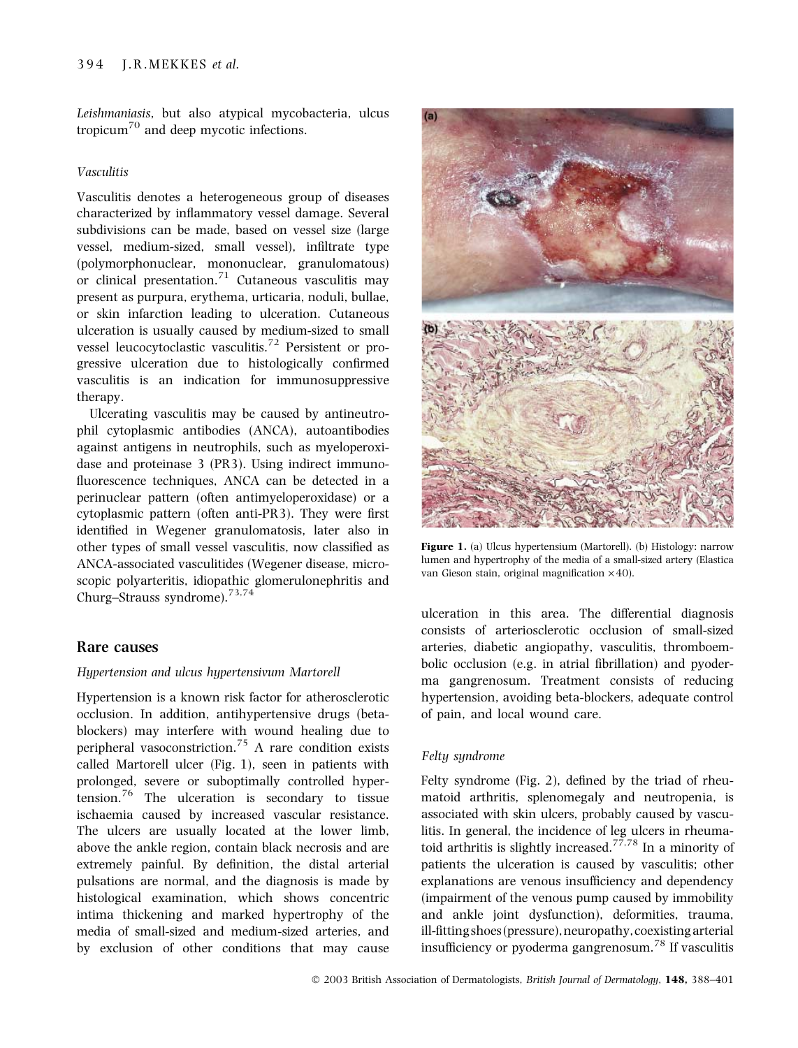*Leishmaniasis*, but also atypical mycobacteria, ulcus tropicum[70] and deep mycotic infections.

### *Vasculitis*

Vasculitis denotes a heterogeneous group of diseases characterized by inflammatory vessel damage. Several subdivisions can be made, based on vessel size (large vessel, medium-sized, small vessel), infiltrate type (polymorphonuclear, mononuclear, granulomatous) or clinical presentation.[71] Cutaneous vasculitis may present as purpura, erythema, urticaria, noduli, bullae, or skin infarction leading to ulceration. Cutaneous ulceration is usually caused by medium-sized to small vessel leucocytoclastic vasculitis.[72] Persistent or progressive ulceration due to histologically confirmed vasculitis is an indication for immunosuppressive therapy.

Ulcerating vasculitis may be caused by antineutrophil cytoplasmic antibodies (ANCA), autoantibodies against antigens in neutrophils, such as myeloperoxidase and proteinase 3 (PR3). Using indirect immunofluorescence techniques, ANCA can be detected in a perinuclear pattern (often antimyeloperoxidase) or a cytoplasmic pattern (often anti-PR3). They were first identified in Wegener granulomatosis, later also in other types of small vessel vasculitis, now classified as ANCA-associated vasculitides (Wegener disease, microscopic polyarteritis, idiopathic glomerulonephritis and Churg–Strauss syndrome).[73,74]

## Rare causes

### *Hypertension and ulcus hypertensivum Martorell*

Hypertension is a known risk factor for atherosclerotic occlusion. In addition, antihypertensive drugs (beta-blockers) may interfere with wound healing due to peripheral vasoconstriction.[75] A rare condition exists called Martorell ulcer (Fig. 1), seen in patients with prolonged, severe or suboptimally controlled hypertension.[76] The ulceration is secondary to tissue ischaemia caused by increased vascular resistance. The ulcers are usually located at the lower limb, above the ankle region, contain black necrosis and are extremely painful. By definition, the distal arterial pulsations are normal, and the diagnosis is made by histological examination, which shows concentric intima thickening and marked hypertrophy of the media of small-sized and medium-sized arteries, and by exclusion of other conditions that may cause ulceration in this area. The differential diagnosis consists of arteriosclerotic occlusion of small-sized arteries, diabetic angiopathy, vasculitis, thromboembolic occlusion (e.g. in atrial fibrillation) and pyoderma gangrenosum. Treatment consists of reducing hypertension, avoiding beta-blockers, adequate control of pain, and local wound care.

**Figure 1.** (a) Ulcus hypertensium (Martorell). (b) Histology: narrow lumen and hypertrophy of the media of a small-sized artery (Elastica van Gieson stain, original magnification ×40).

### *Felty syndrome*

Felty syndrome (Fig. 2), defined by the triad of rheumatoid arthritis, splenomegaly and neutropenia, is associated with skin ulcers, probably caused by vasculitis. In general, the incidence of leg ulcers in rheumatoid arthritis is slightly increased.[77,78] In a minority of patients the ulceration is caused by vasculitis; other explanations are venous insufficiency and dependency (impairment of the venous pump caused by immobility and ankle joint dysfunction), deformities, trauma, ill-fitting shoes (pressure), neuropathy, coexisting arterial insufficiency or pyoderma gangrenosum.[78] If vasculitis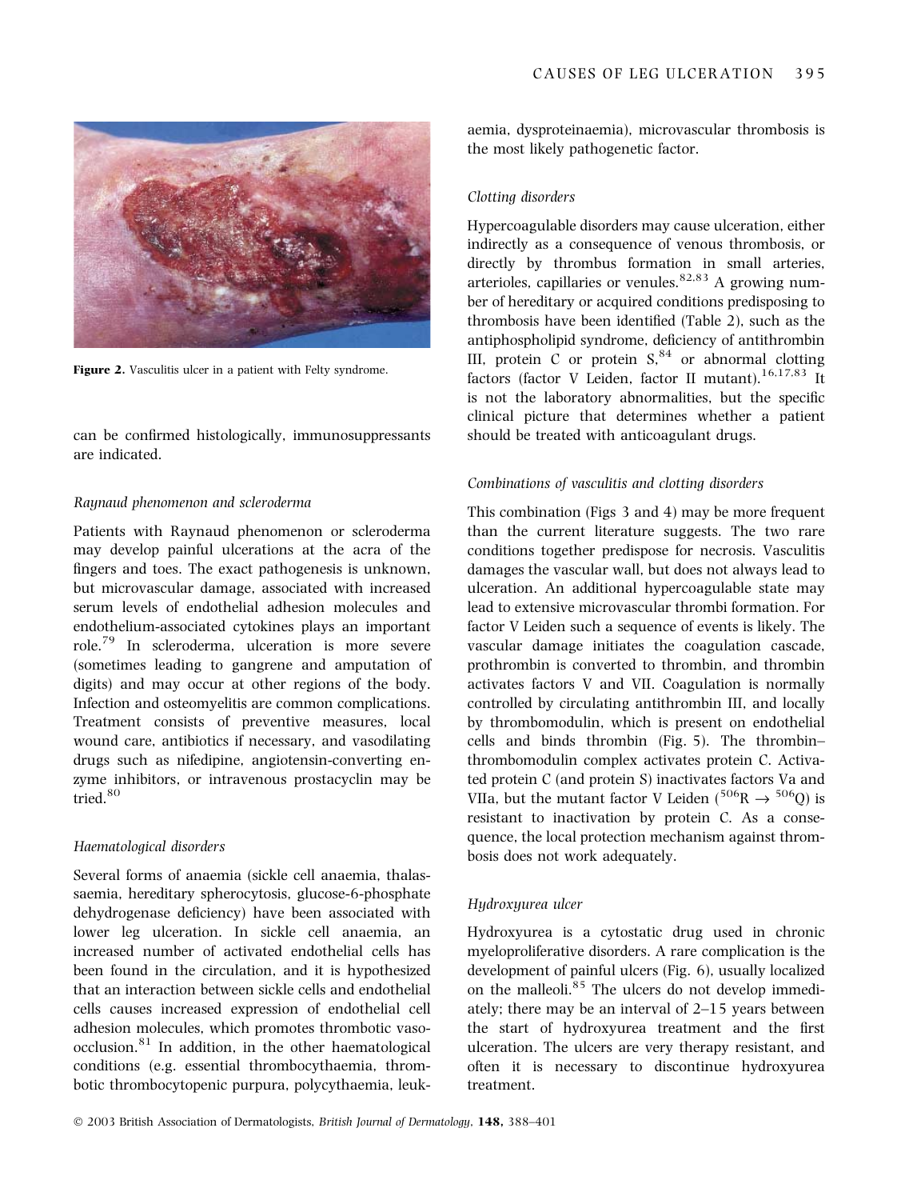Figure 2. Vasculitis ulcer in a patient with Felty syndrome.

can be confirmed histologically, immunosuppressants are indicated.

*Raynaud phenomenon and scleroderma*

Patients with Raynaud phenomenon or scleroderma may develop painful ulcerations at the acra of the fingers and toes. The exact pathogenesis is unknown, but microvascular damage, associated with increased serum levels of endothelial adhesion molecules and endothelium-associated cytokines plays an important role.[79] In scleroderma, ulceration is more severe (sometimes leading to gangrene and amputation of digits) and may occur at other regions of the body. Infection and osteomyelitis are common complications. Treatment consists of preventive measures, local wound care, antibiotics if necessary, and vasodilating drugs such as nifedipine, angiotensin-converting enzyme inhibitors, or intravenous prostacyclin may be tried.[80]

*Haematological disorders*

Several forms of anaemia (sickle cell anaemia, thalassaemia, hereditary spherocytosis, glucose-6-phosphate dehydrogenase deficiency) have been associated with lower leg ulceration. In sickle cell anaemia, an increased number of activated endothelial cells has been found in the circulation, and it is hypothesized that an interaction between sickle cells and endothelial cells causes increased expression of endothelial cell adhesion molecules, which promotes thrombotic vaso-occlusion.[81] In addition, in the other haematological conditions (e.g. essential thrombocythaemia, thrombotic thrombocytopenic purpura, polycythaemia, leukaemia, dysproteinaemia), microvascular thrombosis is the most likely pathogenetic factor.

*Clotting disorders*

Hypercoagulable disorders may cause ulceration, either indirectly as a consequence of venous thrombosis, or directly by thrombus formation in small arteries, arterioles, capillaries or venules.[82,83] A growing number of hereditary or acquired conditions predisposing to thrombosis have been identified (Table 2), such as the antiphospholipid syndrome, deficiency of antithrombin III, protein C or protein S,[84] or abnormal clotting factors (factor V Leiden, factor II mutant).[16,17,83] It is not the laboratory abnormalities, but the specific clinical picture that determines whether a patient should be treated with anticoagulant drugs.

*Combinations of vasculitis and clotting disorders*

This combination (Figs 3 and 4) may be more frequent than the current literature suggests. The two rare conditions together predispose for necrosis. Vasculitis damages the vascular wall, but does not always lead to ulceration. An additional hypercoagulable state may lead to extensive microvascular thrombi formation. For factor V Leiden such a sequence of events is likely. The vascular damage initiates the coagulation cascade, prothrombin is converted to thrombin, and thrombin activates factors V and VII. Coagulation is normally controlled by circulating antithrombin III, and locally by thrombomodulin, which is present on endothelial cells and binds thrombin (Fig. 5). The thrombin–thrombomodulin complex activates protein C. Activated protein C (and protein S) inactivates factors Va and VIIa, but the mutant factor V Leiden ($^{506}R \rightarrow {}^{506}Q$) is resistant to inactivation by protein C. As a consequence, the local protection mechanism against thrombosis does not work adequately.

*Hydroxyurea ulcer*

Hydroxyurea is a cytostatic drug used in chronic myeloproliferative disorders. A rare complication is the development of painful ulcers (Fig. 6), usually localized on the malleoli.[85] The ulcers do not develop immediately; there may be an interval of 2–15 years between the start of hydroxyurea treatment and the first ulceration. The ulcers are very therapy resistant, and often it is necessary to discontinue hydroxyurea treatment.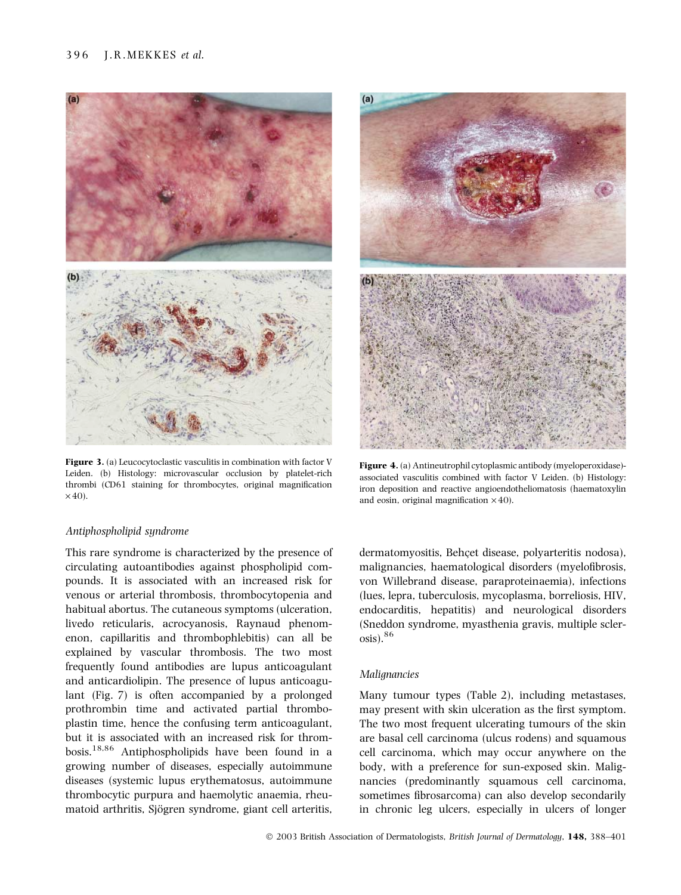**Figure 3.** (a) Leucocytoclastic vasculitis in combination with factor V Leiden. (b) Histology: microvascular occlusion by platelet-rich thrombi (CD61 staining for thrombocytes, original magnification ×40).

**Figure 4.** (a) Antineutrophil cytoplasmic antibody (myeloperoxidase)-associated vasculitis combined with factor V Leiden. (b) Histology: iron deposition and reactive angioendotheliomatosis (haematoxylin and eosin, original magnification ×40).

*Antiphospholipid syndrome*

This rare syndrome is characterized by the presence of circulating autoantibodies against phospholipid compounds. It is associated with an increased risk for venous or arterial thrombosis, thrombocytopenia and habitual abortus. The cutaneous symptoms (ulceration, livedo reticularis, acrocyanosis, Raynaud phenomenon, capillaritis and thrombophlebitis) can all be explained by vascular thrombosis. The two most frequently found antibodies are lupus anticoagulant and anticardiolipin. The presence of lupus anticoagulant (Fig. 7) is often accompanied by a prolonged prothrombin time and activated partial thromboplastin time, hence the confusing term anticoagulant, but it is associated with an increased risk for thrombosis.[18,86] Antiphospholipids have been found in a growing number of diseases, especially autoimmune diseases (systemic lupus erythematosus, autoimmune thrombocytic purpura and haemolytic anaemia, rheumatoid arthritis, Sjögren syndrome, giant cell arteritis, dermatomyositis, Behçet disease, polyarteritis nodosa), malignancies, haematological disorders (myelofibrosis, von Willebrand disease, paraproteinaemia), infections (lues, lepra, tuberculosis, mycoplasma, borreliosis, HIV, endocarditis, hepatitis) and neurological disorders (Sneddon syndrome, myasthenia gravis, multiple sclerosis).[86]

*Malignancies*

Many tumour types (Table 2), including metastases, may present with skin ulceration as the first symptom. The two most frequent ulcerating tumours of the skin are basal cell carcinoma (ulcus rodens) and squamous cell carcinoma, which may occur anywhere on the body, with a preference for sun-exposed skin. Malignancies (predominantly squamous cell carcinoma, sometimes fibrosarcoma) can also develop secondarily in chronic leg ulcers, especially in ulcers of longer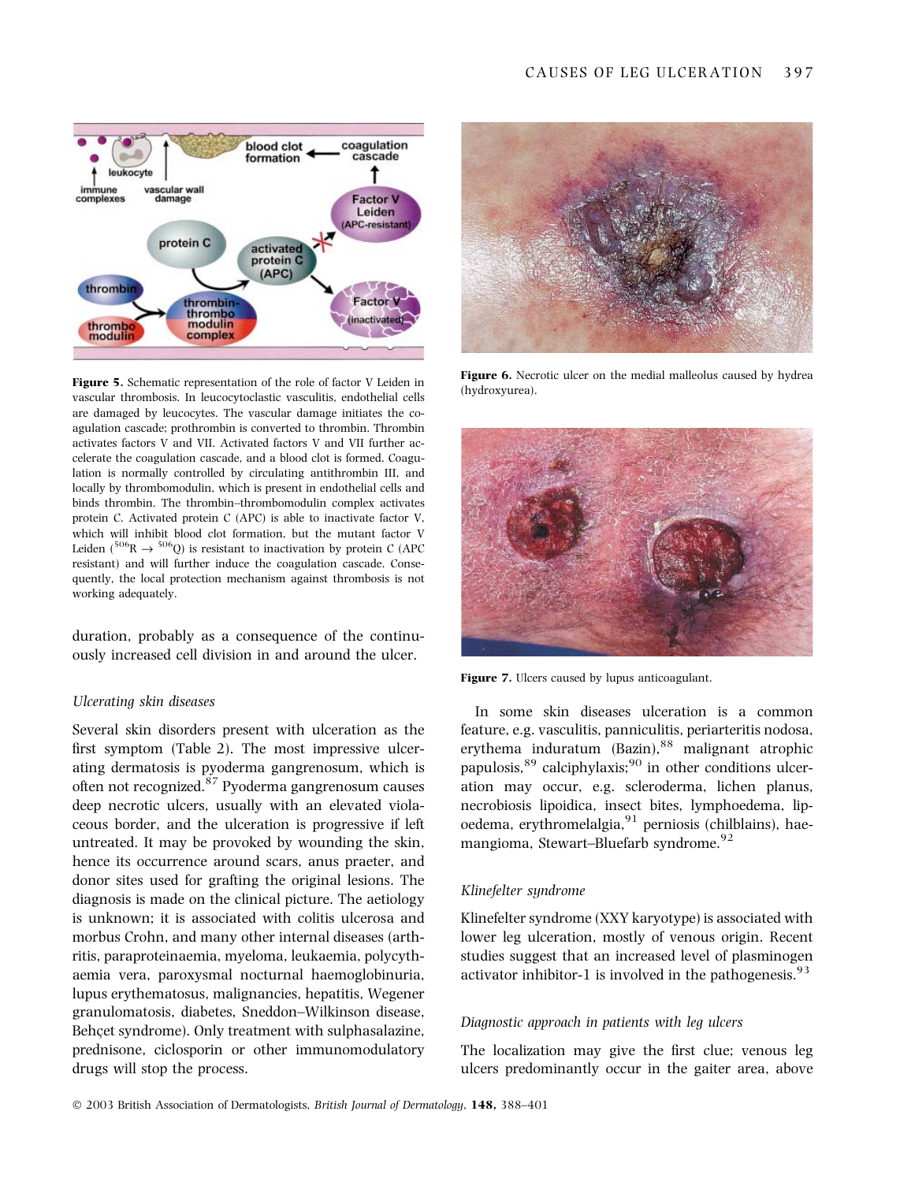Figure 5. Schematic representation of the role of factor V Leiden in vascular thrombosis. In leucocytoclastic vasculitis, endothelial cells are damaged by leucocytes. The vascular damage initiates the coagulation cascade; prothrombin is converted to thrombin. Thrombin activates factors V and VII. Activated factors V and VII further accelerate the coagulation cascade, and a blood clot is formed. Coagulation is normally controlled by circulating antithrombin III, and locally by thrombomodulin, which is present in endothelial cells and binds thrombin. The thrombin–thrombomodulin complex activates protein C. Activated protein C (APC) is able to inactivate factor V, which will inhibit blood clot formation, but the mutant factor V Leiden ($^{506}R \rightarrow {}^{506}Q$) is resistant to inactivation by protein C (APC resistant) and will further induce the coagulation cascade. Consequently, the local protection mechanism against thrombosis is not working adequately.

duration, probably as a consequence of the continuously increased cell division in and around the ulcer.

### *Ulcerating skin diseases*

Several skin disorders present with ulceration as the first symptom (Table 2). The most impressive ulcerating dermatosis is pyoderma gangrenosum, which is often not recognized.[87] Pyoderma gangrenosum causes deep necrotic ulcers, usually with an elevated violaceous border, and the ulceration is progressive if left untreated. It may be provoked by wounding the skin, hence its occurrence around scars, anus praeter, and donor sites used for grafting the original lesions. The diagnosis is made on the clinical picture. The aetiology is unknown; it is associated with colitis ulcerosa and morbus Crohn, and many other internal diseases (arthritis, paraproteinaemia, myeloma, leukaemia, polycythaemia vera, paroxysmal nocturnal haemoglobinuria, lupus erythematosus, malignancies, hepatitis, Wegener granulomatosis, diabetes, Sneddon–Wilkinson disease, Behçet syndrome). Only treatment with sulphasalazine, prednisone, ciclosporin or other immunomodulatory drugs will stop the process.

Figure 6. Necrotic ulcer on the medial malleolus caused by hydrea (hydroxyurea).

Figure 7. Ulcers caused by lupus anticoagulant.

In some skin diseases ulceration is a common feature, e.g. vasculitis, panniculitis, periarteritis nodosa, erythema induratum (Bazin),[88] malignant atrophic papulosis,[89] calciphylaxis;[90] in other conditions ulceration may occur, e.g. scleroderma, lichen planus, necrobiosis lipoidica, insect bites, lymphoedema, lipoedema, erythromelalgia,[91] perniosis (chilblains), haemangioma, Stewart–Bluefarb syndrome.[92]

### *Klinefelter syndrome*

Klinefelter syndrome (XXY karyotype) is associated with lower leg ulceration, mostly of venous origin. Recent studies suggest that an increased level of plasminogen activator inhibitor-1 is involved in the pathogenesis.[93]

### *Diagnostic approach in patients with leg ulcers*

The localization may give the first clue; venous leg ulcers predominantly occur in the gaiter area, above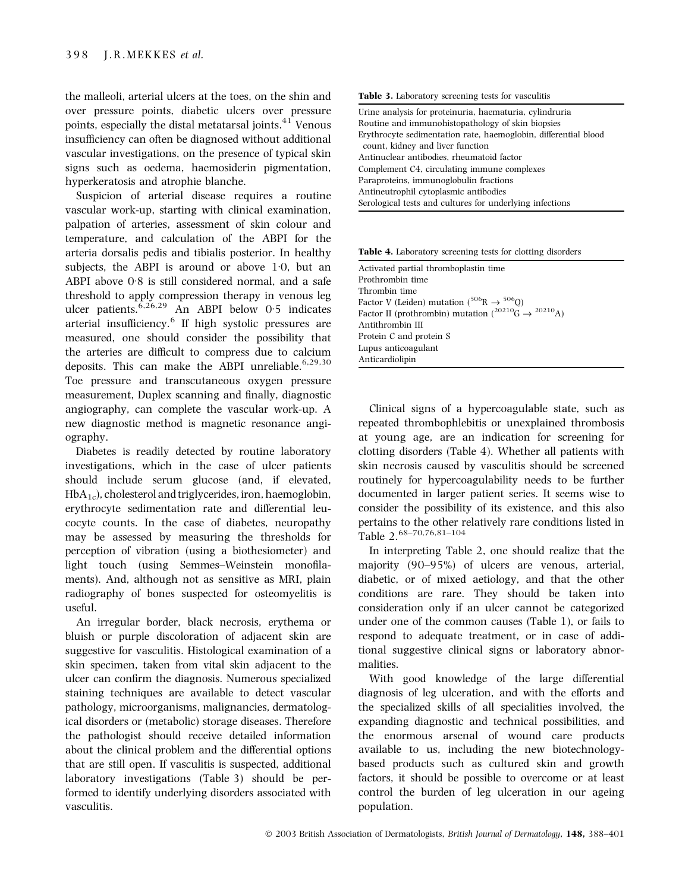the malleoli, arterial ulcers at the toes, on the shin and over pressure points, diabetic ulcers over pressure points, especially the distal metatarsal joints.[41] Venous insufficiency can often be diagnosed without additional vascular investigations, on the presence of typical skin signs such as oedema, haemosiderin pigmentation, hyperkeratosis and atrophie blanche.

Suspicion of arterial disease requires a routine vascular work-up, starting with clinical examination, palpation of arteries, assessment of skin colour and temperature, and calculation of the ABPI for the arteria dorsalis pedis and tibialis posterior. In healthy subjects, the ABPI is around or above 1·0, but an ABPI above 0·8 is still considered normal, and a safe threshold to apply compression therapy in venous leg ulcer patients.[6,26,29] An ABPI below 0·5 indicates arterial insufficiency.[6] If high systolic pressures are measured, one should consider the possibility that the arteries are difficult to compress due to calcium deposits. This can make the ABPI unreliable.[6,29,30] Toe pressure and transcutaneous oxygen pressure measurement, Duplex scanning and finally, diagnostic angiography, can complete the vascular work-up. A new diagnostic method is magnetic resonance angiography.

Diabetes is readily detected by routine laboratory investigations, which in the case of ulcer patients should include serum glucose (and, if elevated, $HbA_{1c}$), cholesterol and triglycerides, iron, haemoglobin, erythrocyte sedimentation rate and differential leucocyte counts. In the case of diabetes, neuropathy may be assessed by measuring the thresholds for perception of vibration (using a biothesiometer) and light touch (using Semmes–Weinstein monofilaments). And, although not as sensitive as MRI, plain radiography of bones suspected for osteomyelitis is useful.

An irregular border, black necrosis, erythema or bluish or purple discoloration of adjacent skin are suggestive for vasculitis. Histological examination of a skin specimen, taken from vital skin adjacent to the ulcer can confirm the diagnosis. Numerous specialized staining techniques are available to detect vascular pathology, microorganisms, malignancies, dermatological disorders or (metabolic) storage diseases. Therefore the pathologist should receive detailed information about the clinical problem and the differential options that are still open. If vasculitis is suspected, additional laboratory investigations (Table 3) should be performed to identify underlying disorders associated with vasculitis.

**Table 3.** Laboratory screening tests for vasculitis

| |
|---|
| Urine analysis for proteinuria, haematuria, cylindruria |
| Routine and immunohistopathology of skin biopsies |
| Erythrocyte sedimentation rate, haemoglobin, differential blood count, kidney and liver function |
| Antinuclear antibodies, rheumatoid factor |
| Complement C4, circulating immune complexes |
| Paraproteins, immunoglobulin fractions |
| Antineutrophil cytoplasmic antibodies |
| Serological tests and cultures for underlying infections |

**Table 4.** Laboratory screening tests for clotting disorders

| |
|---|
| Activated partial thromboplastin time |
| Prothrombin time |
| Thrombin time |
| Factor V (Leiden) mutation ($^{506}R \rightarrow {}^{506}Q$) |
| Factor II (prothrombin) mutation ($^{20210}G \rightarrow {}^{20210}A$) |
| Antithrombin III |
| Protein C and protein S |
| Lupus anticoagulant |
| Anticardiolipin |

Clinical signs of a hypercoagulable state, such as repeated thrombophlebitis or unexplained thrombosis at young age, are an indication for screening for clotting disorders (Table 4). Whether all patients with skin necrosis caused by vasculitis should be screened routinely for hypercoagulability needs to be further documented in larger patient series. It seems wise to consider the possibility of its existence, and this also pertains to the other relatively rare conditions listed in Table 2.[68–70,76,81–104]

In interpreting Table 2, one should realize that the majority (90–95%) of ulcers are venous, arterial, diabetic, or of mixed aetiology, and that the other conditions are rare. They should be taken into consideration only if an ulcer cannot be categorized under one of the common causes (Table 1), or fails to respond to adequate treatment, or in case of additional suggestive clinical signs or laboratory abnormalities.

With good knowledge of the large differential diagnosis of leg ulceration, and with the efforts and the specialized skills of all specialities involved, the expanding diagnostic and technical possibilities, and the enormous arsenal of wound care products available to us, including the new biotechnology-based products such as cultured skin and growth factors, it should be possible to overcome or at least control the burden of leg ulceration in our ageing population.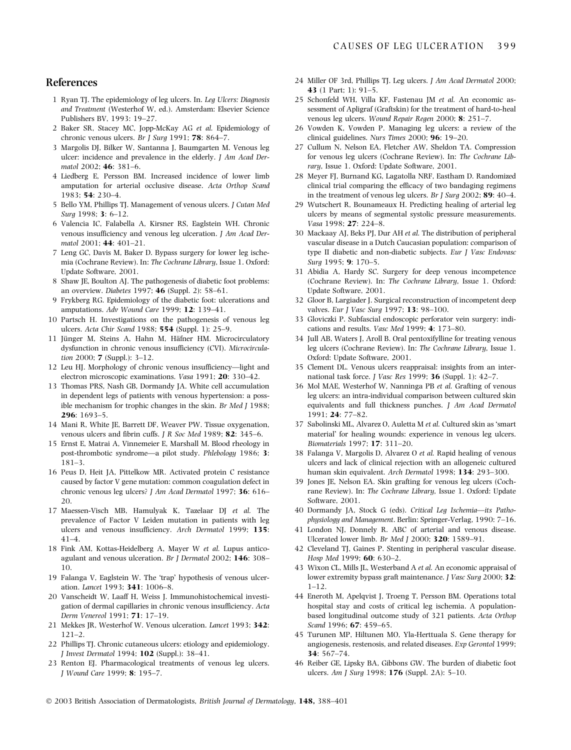## References

1 Ryan TJ. The epidemiology of leg ulcers. In. *Leg Ulcers: Diagnosis and Treatment* (Westerhof W, ed.). Amsterdam: Elsevier Science Publishers BV, 1993: 19–27.

2 Baker SR, Stacey MC, Jopp-McKay AG *et al.* Epidemiology of chronic venous ulcers. *Br J Surg* 1991; **78**: 864–7.

3 Margolis DJ, Bilker W, Santanna J, Baumgarten M. Venous leg ulcer: incidence and prevalence in the elderly. *J Am Acad Dermatol* 2002; **46**: 381–6.

4 Liedberg E, Persson BM. Increased incidence of lower limb amputation for arterial occlusive disease. *Acta Orthop Scand* 1983; **54**: 230–4.

5 Bello YM, Phillips TJ. Management of venous ulcers. *J Cutan Med Surg* 1998; **3**: 6–12.

6 Valencia IC, Falabella A, Kirsner RS, Eaglstein WH. Chronic venous insufficiency and venous leg ulceration. *J Am Acad Dermatol* 2001; **44**: 401–21.

7 Leng GC, Davis M, Baker D. Bypass surgery for lower leg ischemia (Cochrane Review). In: *The Cochrane Library*, Issue 1. Oxford: Update Software, 2001.

8 Shaw JE, Boulton AJ. The pathogenesis of diabetic foot problems: an overview. *Diabetes* 1997; **46** (Suppl. 2): 58–61.

9 Frykberg RG. Epidemiology of the diabetic foot: ulcerations and amputations. *Adv Wound Care* 1999; **12**: 139–41.

10 Partsch H. Investigations on the pathogenesis of venous leg ulcers. *Acta Chir Scand* 1988; **554** (Suppl. 1): 25–9.

11 Jünger M, Steins A, Hahn M, Häfner HM. Microcirculatory dysfunction in chronic venous insufficiency (CVI). *Microcirculation* 2000; **7** (Suppl.): 3–12.

12 Leu HJ. Morphology of chronic venous insufficiency—light and electron microscopic examinations. *Vasa* 1991; **20**: 330–42.

13 Thomas PRS, Nash GB, Dormandy JA. White cell accumulation in dependent legs of patients with venous hypertension: a possible mechanism for trophic changes in the skin. *Br Med J* 1988; **296**: 1693–5.

14 Mani R, White JE, Barrett DF, Weaver PW. Tissue oxygenation, venous ulcers and fibrin cuffs. *J R Soc Med* 1989; **82**: 345–6.

15 Ernst E, Matrai A, Vinnemeier E, Marshall M. Blood rheology in post-thrombotic syndrome—a pilot study. *Phlebology* 1986; **3**: 181–3.

16 Peus D, Heit JA, Pittelkow MR. Activated protein C resistance caused by factor V gene mutation: common coagulation defect in chronic venous leg ulcers? *J Am Acad Dermatol* 1997; **36**: 616–20.

17 Maessen-Visch MB, Hamulyak K, Tazelaar DJ *et al.* The prevalence of Factor V Leiden mutation in patients with leg ulcers and venous insufficiency. *Arch Dermatol* 1999; **135**: 41–4.

18 Fink AM, Kottas-Heidelberg A, Mayer W *et al.* Lupus anticoagulant and venous ulceration. *Br J Dermatol* 2002; **146**: 308–10.

19 Falanga V, Eaglstein W. The 'trap' hypothesis of venous ulceration. *Lancet* 1993; **341**: 1006–8.

20 Vanscheidt W, Laaff H, Weiss J. Immunohistochemical investigation of dermal capillaries in chronic venous insufficiency. *Acta Derm Venereol* 1991; **71**: 17–19.

21 Mekkes JR, Westerhof W. Venous ulceration. *Lancet* 1993; **342**: 121–2.

22 Phillips TJ. Chronic cutaneous ulcers: etiology and epidemiology. *J Invest Dermatol* 1994; **102** (Suppl.): 38–41.

23 Renton EJ. Pharmacological treatments of venous leg ulcers. *J Wound Care* 1999; **8**: 195–7.

24 Miller OF 3rd, Phillips TJ. Leg ulcers. *J Am Acad Dermatol* 2000; **43** (1 Part; 1): 91–5.

25 Schonfeld WH, Villa KF, Fastenau JM *et al.* An economic assessment of Apligraf (Graftskin) for the treatment of hard-to-heal venous leg ulcers. *Wound Repair Regen* 2000; **8**: 251–7.

26 Vowden K, Vowden P. Managing leg ulcers: a review of the clinical guidelines. *Nurs Times* 2000; **96**: 19–20.

27 Cullum N, Nelson EA, Fletcher AW, Sheldon TA. Compression for venous leg ulcers (Cochrane Review). In: *The Cochrane Library*, Issue 1. Oxford: Update Software, 2001.

28 Meyer FJ, Burnand KG, Lagatolla NRF, Eastham D. Randomized clinical trial comparing the efficacy of two bandaging regimens in the treatment of venous leg ulcers. *Br J Surg* 2002; **89**: 40–4.

29 Wutschert R, Bounameaux H. Predicting healing of arterial leg ulcers by means of segmental systolic pressure measurements. *Vasa* 1998; **27**: 224–8.

30 Mackaay AJ, Beks PJ, Dur AH *et al.* The distribution of peripheral vascular disease in a Dutch Caucasian population: comparison of type II diabetic and non-diabetic subjects. *Eur J Vasc Endovasc Surg* 1995; **9**: 170–5.

31 Abidia A, Hardy SC. Surgery for deep venous incompetence (Cochrane Review). In: *The Cochrane Library*, Issue 1. Oxford: Update Software, 2001.

32 Gloor B, Largiader J. Surgical reconstruction of incompetent deep valves. *Eur J Vasc Surg* 1997; **13**: 98–100.

33 Gloviczki P. Subfascial endoscopic perforator vein surgery: indications and results. *Vasc Med* 1999; **4**: 173–80.

34 Jull AB, Waters J, Aroll B. Oral pentoxifylline for treating venous leg ulcers (Cochrane Review). In: *The Cochrane Library*, Issue 1. Oxford: Update Software, 2001.

35 Clement DL. Venous ulcers reappraisal: insights from an international task force. *J Vasc Res* 1999; **36** (Suppl. 1): 42–7.

36 Mol MAE, Westerhof W, Nanninga PB *et al.* Grafting of venous leg ulcers: an intra-individual comparison between cultured skin equivalents and full thickness punches. *J Am Acad Dermatol* 1991; **24**: 77–82.

37 Sabolinski ML, Alvarez O, Auletta M *et al.* Cultured skin as 'smart material' for healing wounds: experience in venous leg ulcers. *Biomaterials* 1997; **17**: 311–20.

38 Falanga V, Margolis D, Alvarez O *et al.* Rapid healing of venous ulcers and lack of clinical rejection with an allogeneic cultured human skin equivalent. *Arch Dermatol* 1998; **134**: 293–300.

39 Jones JE, Nelson EA. Skin grafting for venous leg ulcers (Cochrane Review). In: *The Cochrane Library*, Issue 1. Oxford: Update Software, 2001.

40 Dormandy JA, Stock G (eds). *Critical Leg Ischemia—its Pathophysiology and Management*. Berlin: Springer-Verlag, 1990: 7–16.

41 London NJ, Donnely R. ABC of arterial and venous disease. Ulcerated lower limb. *Br Med J* 2000; **320**: 1589–91.

42 Cleveland TJ, Gaines P. Stenting in peripheral vascular disease. *Hosp Med* 1999; **60**: 630–2.

43 Wixon CL, Mills JL, Westerband A *et al.* An economic appraisal of lower extremity bypass graft maintenance. *J Vasc Surg* 2000; **32**: 1–12.

44 Eneroth M, Apelqvist J, Troeng T, Persson BM. Operations total hospital stay and costs of critical leg ischemia. A population-based longitudinal outcome study of 321 patients. *Acta Orthop Scand* 1996; **67**: 459–65.

45 Turunen MP, Hiltunen MO, Yla-Herttuala S. Gene therapy for angiogenesis, restenosis, and related diseases. *Exp Gerontol* 1999; **34**: 567–74.

46 Reiber GE, Lipsky BA, Gibbons GW. The burden of diabetic foot ulcers. *Am J Surg* 1998; **176** (Suppl. 2A): 5–10.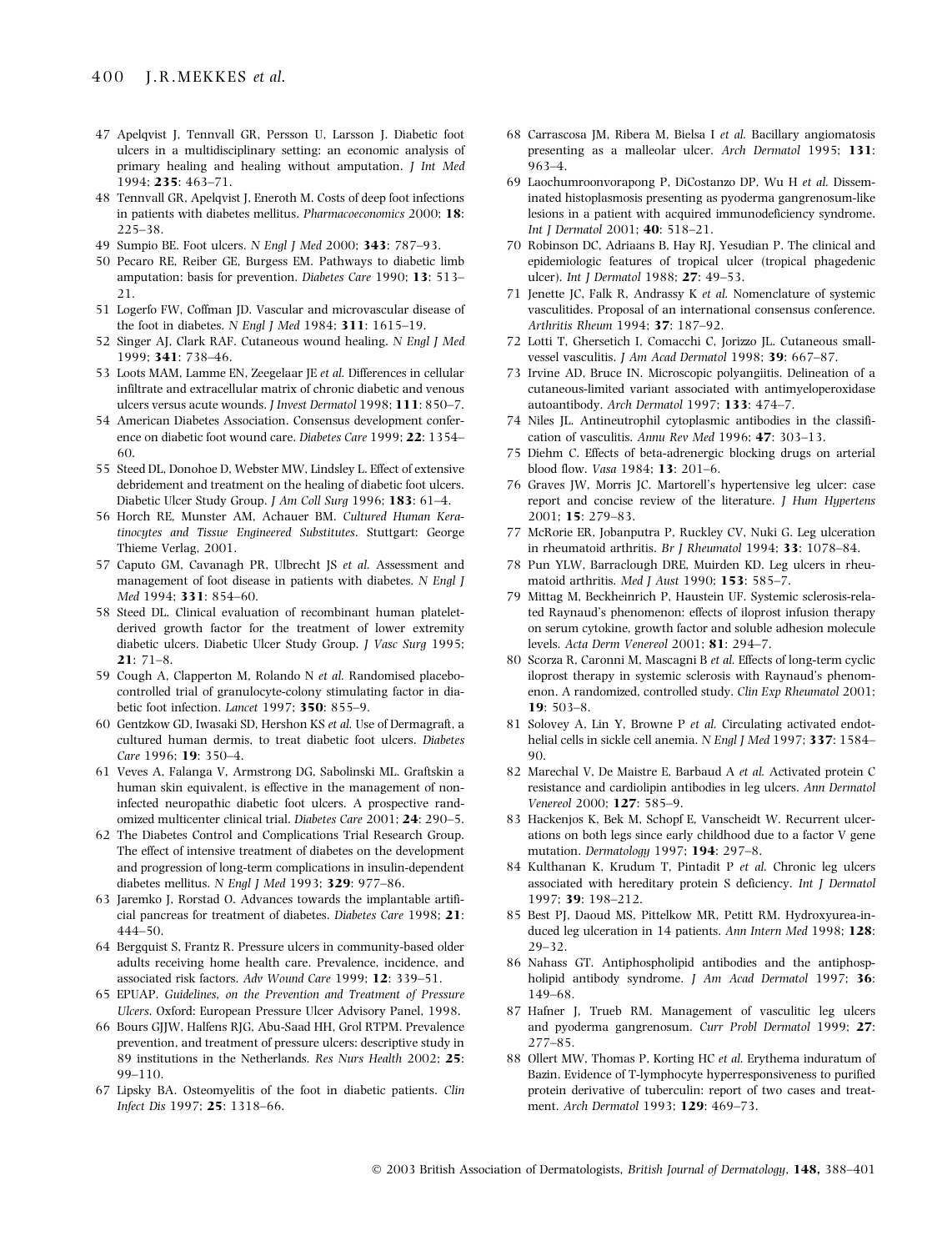47 Apelqvist J, Tennvall GR, Persson U, Larsson J. Diabetic foot ulcers in a multidisciplinary setting: an economic analysis of primary healing and healing without amputation. *J Int Med* 1994; **235**: 463–71.

48 Tennvall GR, Apelqvist J, Eneroth M. Costs of deep foot infections in patients with diabetes mellitus. *Pharmacoeconomics* 2000; **18**: 225–38.

49 Sumpio BE. Foot ulcers. *N Engl J Med* 2000; **343**: 787–93.

50 Pecaro RE, Reiber GE, Burgess EM. Pathways to diabetic limb amputation: basis for prevention. *Diabetes Care* 1990; **13**: 513–21.

51 Logerfo FW, Coffman JD. Vascular and microvascular disease of the foot in diabetes. *N Engl J Med* 1984; **311**: 1615–19.

52 Singer AJ, Clark RAF. Cutaneous wound healing. *N Engl J Med* 1999; **341**: 738–46.

53 Loots MAM, Lamme EN, Zeegelaar JE *et al.* Differences in cellular infiltrate and extracellular matrix of chronic diabetic and venous ulcers versus acute wounds. *J Invest Dermatol* 1998; **111**: 850–7.

54 American Diabetes Association. Consensus development conference on diabetic foot wound care. *Diabetes Care* 1999; **22**: 1354–60.

55 Steed DL, Donohoe D, Webster MW, Lindsley L. Effect of extensive debridement and treatment on the healing of diabetic foot ulcers. Diabetic Ulcer Study Group. *J Am Coll Surg* 1996; **183**: 61–4.

56 Horch RE, Munster AM, Achauer BM. *Cultured Human Keratinocytes and Tissue Engineered Substitutes*. Stuttgart: George Thieme Verlag, 2001.

57 Caputo GM, Cavanagh PR, Ulbrecht JS *et al.* Assessment and management of foot disease in patients with diabetes. *N Engl J Med* 1994; **331**: 854–60.

58 Steed DL. Clinical evaluation of recombinant human platelet-derived growth factor for the treatment of lower extremity diabetic ulcers. Diabetic Ulcer Study Group. *J Vasc Surg* 1995; **21**: 71–8.

59 Cough A, Clapperton M, Rolando N *et al.* Randomised placebo-controlled trial of granulocyte-colony stimulating factor in diabetic foot infection. *Lancet* 1997; **350**: 855–9.

60 Gentzkow GD, Iwasaki SD, Hershon KS *et al.* Use of Dermagraft, a cultured human dermis, to treat diabetic foot ulcers. *Diabetes Care* 1996; **19**: 350–4.

61 Veves A, Falanga V, Armstrong DG, Sabolinski ML. Graftskin a human skin equivalent, is effective in the management of non-infected neuropathic diabetic foot ulcers. A prospective randomized multicenter clinical trial. *Diabetes Care* 2001; **24**: 290–5.

62 The Diabetes Control and Complications Trial Research Group. The effect of intensive treatment of diabetes on the development and progression of long-term complications in insulin-dependent diabetes mellitus. *N Engl J Med* 1993; **329**: 977–86.

63 Jaremko J, Rorstad O. Advances towards the implantable artificial pancreas for treatment of diabetes. *Diabetes Care* 1998; **21**: 444–50.

64 Bergquist S, Frantz R. Pressure ulcers in community-based older adults receiving home health care. Prevalence, incidence, and associated risk factors. *Adv Wound Care* 1999; **12**: 339–51.

65 EPUAP. *Guidelines, on the Prevention and Treatment of Pressure Ulcers*. Oxford: European Pressure Ulcer Advisory Panel, 1998.

66 Bours GJJW, Halfens RJG, Abu-Saad HH, Grol RTPM. Prevalence prevention, and treatment of pressure ulcers: descriptive study in 89 institutions in the Netherlands. *Res Nurs Health* 2002; **25**: 99–110.

67 Lipsky BA. Osteomyelitis of the foot in diabetic patients. *Clin Infect Dis* 1997; **25**: 1318–66.

68 Carrascosa JM, Ribera M, Bielsa I *et al.* Bacillary angiomatosis presenting as a malleolar ulcer. *Arch Dermatol* 1995; **131**: 963–4.

69 Laochumroonvorapong P, DiCostanzo DP, Wu H *et al.* Disseminated histoplasmosis presenting as pyoderma gangrenosum-like lesions in a patient with acquired immunodeficiency syndrome. *Int J Dermatol* 2001; **40**: 518–21.

70 Robinson DC, Adriaans B, Hay RJ, Yesudian P. The clinical and epidemiologic features of tropical ulcer (tropical phagedenic ulcer). *Int J Dermatol* 1988; **27**: 49–53.

71 Jenette JC, Falk R, Andrassy K *et al.* Nomenclature of systemic vasculitides. Proposal of an international consensus conference. *Arthritis Rheum* 1994; **37**: 187–92.

72 Lotti T, Ghersetich I, Comacchi C, Jorizzo JL. Cutaneous small-vessel vasculitis. *J Am Acad Dermatol* 1998; **39**: 667–87.

73 Irvine AD, Bruce IN. Microscopic polyangiitis. Delineation of a cutaneous-limited variant associated with antimyeloperoxidase autoantibody. *Arch Dermatol* 1997; **133**: 474–7.

74 Niles JL. Antineutrophil cytoplasmic antibodies in the classification of vasculitis. *Annu Rev Med* 1996; **47**: 303–13.

75 Diehm C. Effects of beta-adrenergic blocking drugs on arterial blood flow. *Vasa* 1984; **13**: 201–6.

76 Graves JW, Morris JC. Martorell's hypertensive leg ulcer: case report and concise review of the literature. *J Hum Hypertens* 2001; **15**: 279–83.

77 McRorie ER, Jobanputra P, Ruckley CV, Nuki G. Leg ulceration in rheumatoid arthritis. *Br J Rheumatol* 1994; **33**: 1078–84.

78 Pun YLW, Barraclough DRE, Muirden KD. Leg ulcers in rheumatoid arthritis. *Med J Aust* 1990; **153**: 585–7.

79 Mittag M, Beckheinrich P, Haustein UF. Systemic sclerosis-related Raynaud's phenomenon: effects of iloprost infusion therapy on serum cytokine, growth factor and soluble adhesion molecule levels. *Acta Derm Venereol* 2001; **81**: 294–7.

80 Scorza R, Caronni M, Mascagni B *et al.* Effects of long-term cyclic iloprost therapy in systemic sclerosis with Raynaud's phenomenon. A randomized, controlled study. *Clin Exp Rheumatol* 2001; **19**: 503–8.

81 Solovey A, Lin Y, Browne P *et al.* Circulating activated endothelial cells in sickle cell anemia. *N Engl J Med* 1997; **337**: 1584–90.

82 Marechal V, De Maistre E, Barbaud A *et al.* Activated protein C resistance and cardiolipin antibodies in leg ulcers. *Ann Dermatol Venereol* 2000; **127**: 585–9.

83 Hackenjos K, Bek M, Schopf E, Vanscheidt W. Recurrent ulcerations on both legs since early childhood due to a factor V gene mutation. *Dermatology* 1997; **194**: 297–8.

84 Kulthanan K, Krudum T, Pintadit P *et al.* Chronic leg ulcers associated with hereditary protein S deficiency. *Int J Dermatol* 1997; **39**: 198–212.

85 Best PJ, Daoud MS, Pittelkow MR, Petitt RM. Hydroxyurea-induced leg ulceration in 14 patients. *Ann Intern Med* 1998; **128**: 29–32.

86 Nahass GT. Antiphospholipid antibodies and the antiphospholipid antibody syndrome. *J Am Acad Dermatol* 1997; **36**: 149–68.

87 Hafner J, Trueb RM. Management of vasculitic leg ulcers and pyoderma gangrenosum. *Curr Probl Dermatol* 1999; **27**: 277–85.

88 Ollert MW, Thomas P, Korting HC *et al.* Erythema induratum of Bazin. Evidence of T-lymphocyte hyperresponsiveness to purified protein derivative of tuberculin: report of two cases and treatment. *Arch Dermatol* 1993; **129**: 469–73.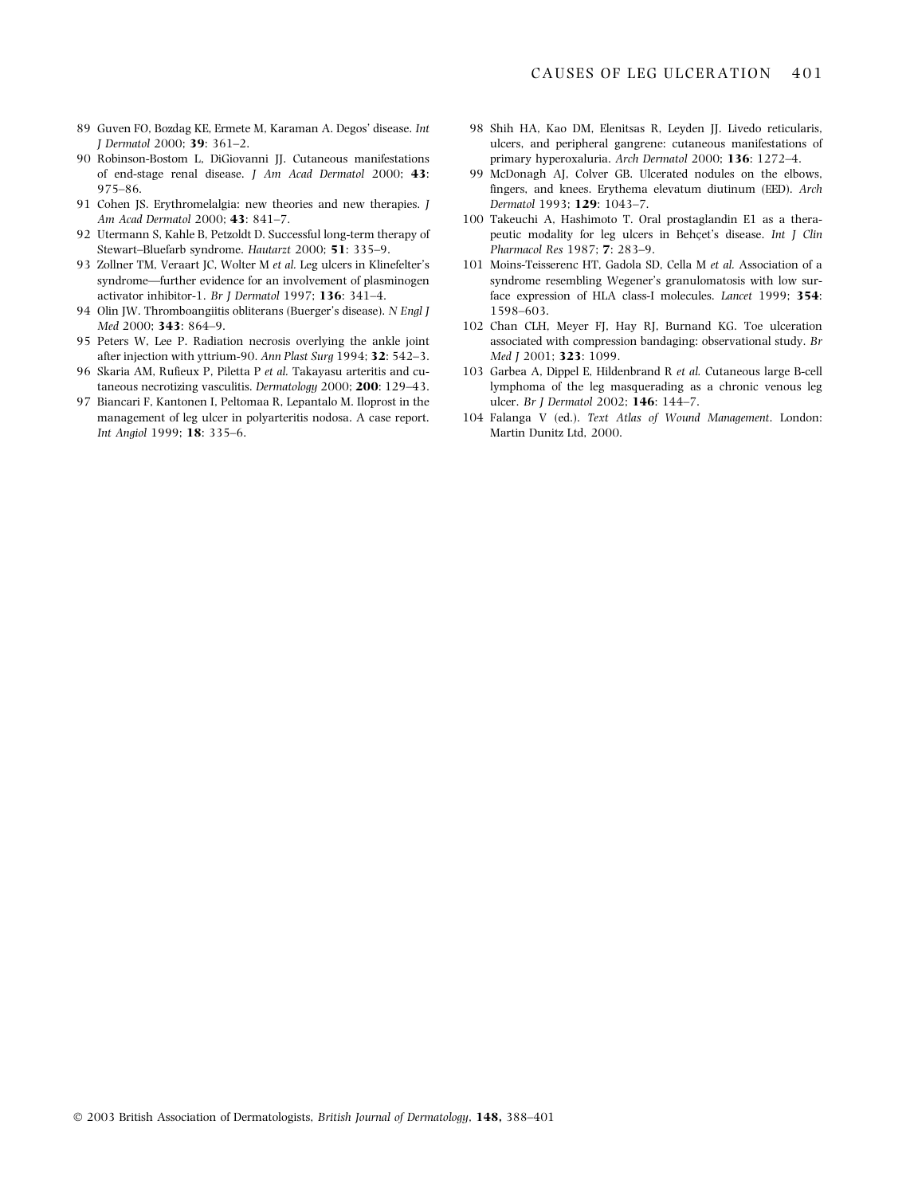89 Guven FO, Bozdag KE, Ermete M, Karaman A. Degos' disease. *Int J Dermatol* 2000; **39**: 361–2.

90 Robinson-Bostom L, DiGiovanni JJ. Cutaneous manifestations of end-stage renal disease. *J Am Acad Dermatol* 2000; **43**: 975–86.

91 Cohen JS. Erythromelalgia: new theories and new therapies. *J Am Acad Dermatol* 2000; **43**: 841–7.

92 Utermann S, Kahle B, Petzoldt D. Successful long-term therapy of Stewart–Bluefarb syndrome. *Hautarzt* 2000; **51**: 335–9.

93 Zollner TM, Veraart JC, Wolter M *et al.* Leg ulcers in Klinefelter's syndrome—further evidence for an involvement of plasminogen activator inhibitor-1. *Br J Dermatol* 1997; **136**: 341–4.

94 Olin JW. Thromboangiitis obliterans (Buerger's disease). *N Engl J Med* 2000; **343**: 864–9.

95 Peters W, Lee P. Radiation necrosis overlying the ankle joint after injection with yttrium-90. *Ann Plast Surg* 1994; **32**: 542–3.

96 Skaria AM, Rufieux P, Piletta P *et al.* Takayasu arteritis and cutaneous necrotizing vasculitis. *Dermatology* 2000; **200**: 129–43.

97 Biancari F, Kantonen I, Peltomaa R, Lepantalo M. Iloprost in the management of leg ulcer in polyarteritis nodosa. A case report. *Int Angiol* 1999; **18**: 335–6.

98 Shih HA, Kao DM, Elenitsas R, Leyden JJ. Livedo reticularis, ulcers, and peripheral gangrene: cutaneous manifestations of primary hyperoxaluria. *Arch Dermatol* 2000; **136**: 1272–4.

99 McDonagh AJ, Colver GB. Ulcerated nodules on the elbows, fingers, and knees. Erythema elevatum diutinum (EED). *Arch Dermatol* 1993; **129**: 1043–7.

100 Takeuchi A, Hashimoto T. Oral prostaglandin E1 as a therapeutic modality for leg ulcers in Behçet's disease. *Int J Clin Pharmacol Res* 1987; **7**: 283–9.

101 Moins-Teisserenc HT, Gadola SD, Cella M *et al.* Association of a syndrome resembling Wegener's granulomatosis with low surface expression of HLA class-I molecules. *Lancet* 1999; **354**: 1598–603.

102 Chan CLH, Meyer FJ, Hay RJ, Burnand KG. Toe ulceration associated with compression bandaging: observational study. *Br Med J* 2001; **323**: 1099.

103 Garbea A, Dippel E, Hildenbrand R *et al.* Cutaneous large B-cell lymphoma of the leg masquerading as a chronic venous leg ulcer. *Br J Dermatol* 2002; **146**: 144–7.

104 Falanga V (ed.). *Text Atlas of Wound Management*. London: Martin Dunitz Ltd, 2000.